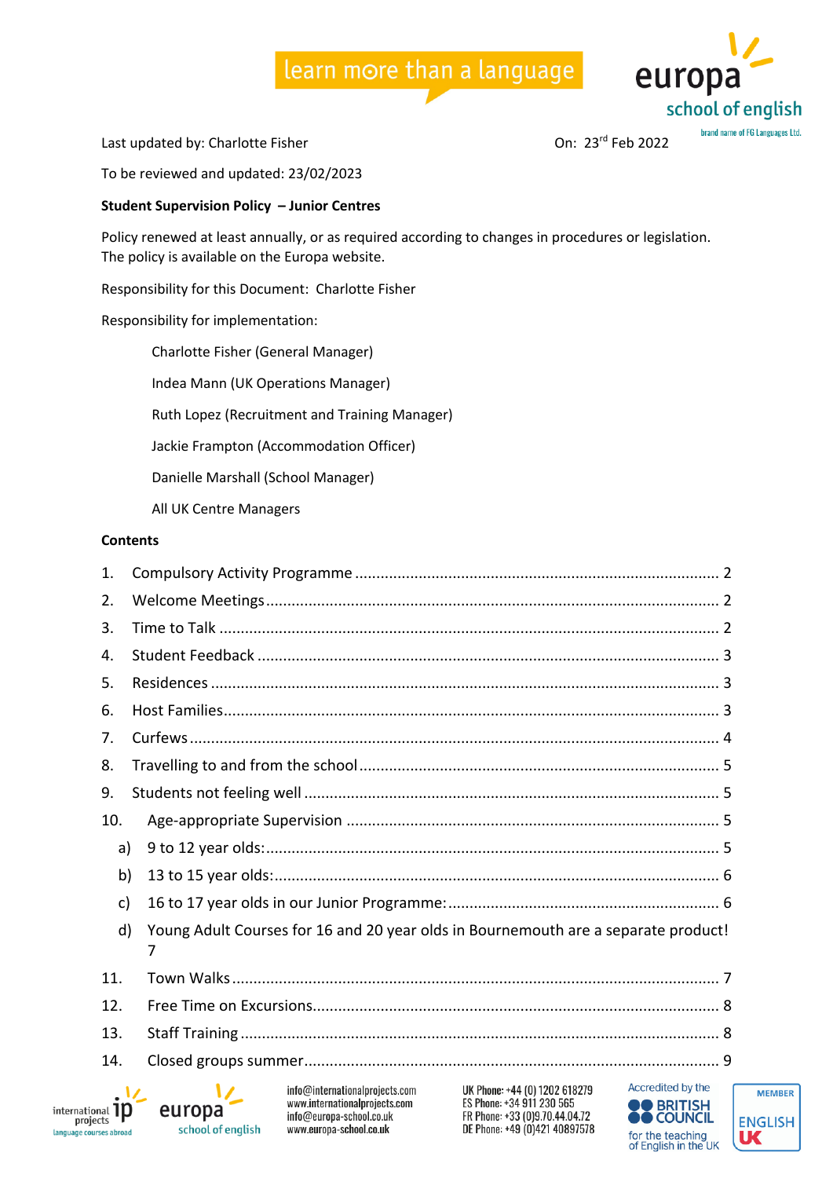learn more than a language

europa school of english

brand name of FG Languages Ltd.

Last updated by: Charlotte Fisher On: 23rd Feb 2022

To be reviewed and updated: 23/02/2023

**Student Supervision Policy – Junior Centres**

Policy renewed at least annually, or as required according to changes in procedures or legislation. The policy is available on the Europa website.

Responsibility for this Document: Charlotte Fisher

Responsibility for implementation:

- Charlotte Fisher (General Manager)
- Indea Mann (UK Operations Manager)
- Ruth Lopez (Recruitment and Training Manager)
- Jackie Frampton (Accommodation Officer)
- Danielle Marshall (School Manager)
- All UK Centre Managers

**Contents**

1. Compulsory Activity Programme ........ 2
2. Welcome Meetings ........ 2
3. Time to Talk ........ 2
4. Student Feedback ........ 3
5. Residences ........ 3
6. Host Families ........ 3
7. Curfews ........ 4
8. Travelling to and from the school ........ 5
9. Students not feeling well ........ 5
10. Age-appropriate Supervision ........ 5
    a) 9 to 12 year olds: ........ 5
    b) 13 to 15 year olds: ........ 6
    c) 16 to 17 year olds in our Junior Programme: ........ 6
    d) Young Adult Courses for 16 and 20 year olds in Bournemouth are a separate product! 7
11. Town Walks ........ 7
12. Free Time on Excursions ........ 8
13. Staff Training ........ 8
14. Closed groups summer ........ 9

info@internationalprojects.com
www.internationalprojects.com
info@europa-school.co.uk
www.europa-school.co.uk

UK Phone: +44 (0) 1202 618279
ES Phone: +34 911 230 565
FR Phone: +33 (0)9.70.44.04.72
DE Phone: +49 (0)421 40897578

Accredited by the British Council for the teaching of English in the UK

Member English UK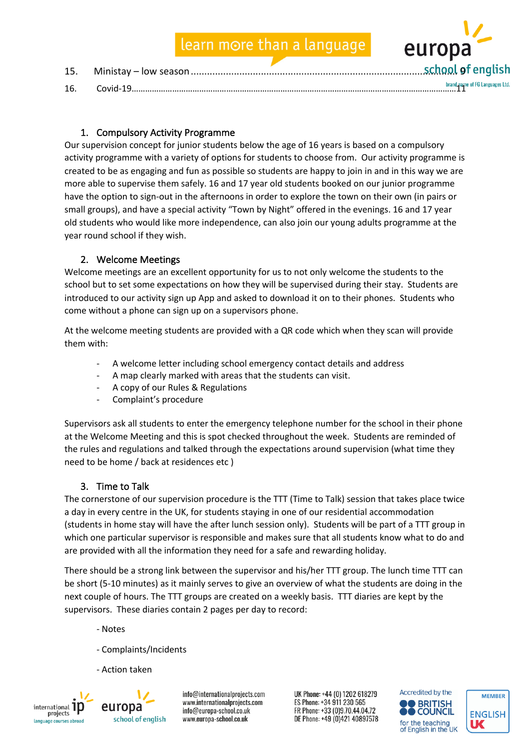15. Ministay – low season ........................................................................................................ 9

16. Covid-19................................................................................................................................ 11

## 1. Compulsory Activity Programme

Our supervision concept for junior students below the age of 16 years is based on a compulsory activity programme with a variety of options for students to choose from. Our activity programme is created to be as engaging and fun as possible so students are happy to join in and in this way we are more able to supervise them safely. 16 and 17 year old students booked on our junior programme have the option to sign-out in the afternoons in order to explore the town on their own (in pairs or small groups), and have a special activity "Town by Night" offered in the evenings. 16 and 17 year old students who would like more independence, can also join our young adults programme at the year round school if they wish.

## 2. Welcome Meetings

Welcome meetings are an excellent opportunity for us to not only welcome the students to the school but to set some expectations on how they will be supervised during their stay. Students are introduced to our activity sign up App and asked to download it on to their phones. Students who come without a phone can sign up on a supervisors phone.

At the welcome meeting students are provided with a QR code which when they scan will provide them with:

- A welcome letter including school emergency contact details and address
- A map clearly marked with areas that the students can visit.
- A copy of our Rules & Regulations
- Complaint's procedure

Supervisors ask all students to enter the emergency telephone number for the school in their phone at the Welcome Meeting and this is spot checked throughout the week. Students are reminded of the rules and regulations and talked through the expectations around supervision (what time they need to be home / back at residences etc )

## 3. Time to Talk

The cornerstone of our supervision procedure is the TTT (Time to Talk) session that takes place twice a day in every centre in the UK, for students staying in one of our residential accommodation (students in home stay will have the after lunch session only). Students will be part of a TTT group in which one particular supervisor is responsible and makes sure that all students know what to do and are provided with all the information they need for a safe and rewarding holiday.

There should be a strong link between the supervisor and his/her TTT group. The lunch time TTT can be short (5-10 minutes) as it mainly serves to give an overview of what the students are doing in the next couple of hours. The TTT groups are created on a weekly basis. TTT diaries are kept by the supervisors. These diaries contain 2 pages per day to record:

- Notes
- Complaints/Incidents
- Action taken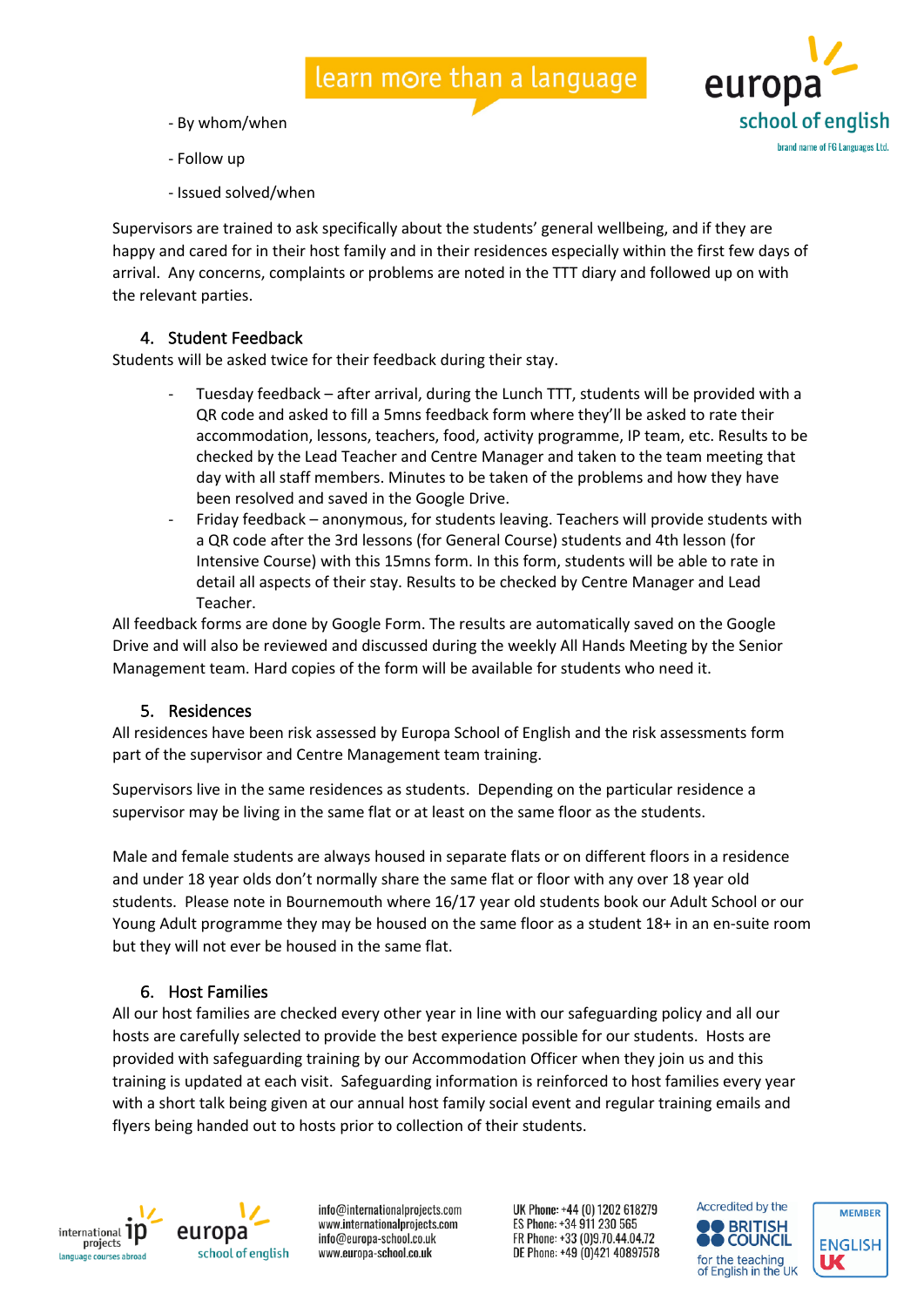- By whom/when
- Follow up
- Issued solved/when

Supervisors are trained to ask specifically about the students' general wellbeing, and if they are happy and cared for in their host family and in their residences especially within the first few days of arrival. Any concerns, complaints or problems are noted in the TTT diary and followed up on with the relevant parties.

## 4. Student Feedback

Students will be asked twice for their feedback during their stay.

- Tuesday feedback – after arrival, during the Lunch TTT, students will be provided with a QR code and asked to fill a 5mns feedback form where they'll be asked to rate their accommodation, lessons, teachers, food, activity programme, IP team, etc. Results to be checked by the Lead Teacher and Centre Manager and taken to the team meeting that day with all staff members. Minutes to be taken of the problems and how they have been resolved and saved in the Google Drive.
- Friday feedback – anonymous, for students leaving. Teachers will provide students with a QR code after the 3rd lessons (for General Course) students and 4th lesson (for Intensive Course) with this 15mns form. In this form, students will be able to rate in detail all aspects of their stay. Results to be checked by Centre Manager and Lead Teacher.

All feedback forms are done by Google Form. The results are automatically saved on the Google Drive and will also be reviewed and discussed during the weekly All Hands Meeting by the Senior Management team. Hard copies of the form will be available for students who need it.

## 5. Residences

All residences have been risk assessed by Europa School of English and the risk assessments form part of the supervisor and Centre Management team training.

Supervisors live in the same residences as students. Depending on the particular residence a supervisor may be living in the same flat or at least on the same floor as the students.

Male and female students are always housed in separate flats or on different floors in a residence and under 18 year olds don't normally share the same flat or floor with any over 18 year old students. Please note in Bournemouth where 16/17 year old students book our Adult School or our Young Adult programme they may be housed on the same floor as a student 18+ in an en-suite room but they will not ever be housed in the same flat.

## 6. Host Families

All our host families are checked every other year in line with our safeguarding policy and all our hosts are carefully selected to provide the best experience possible for our students. Hosts are provided with safeguarding training by our Accommodation Officer when they join us and this training is updated at each visit. Safeguarding information is reinforced to host families every year with a short talk being given at our annual host family social event and regular training emails and flyers being handed out to hosts prior to collection of their students.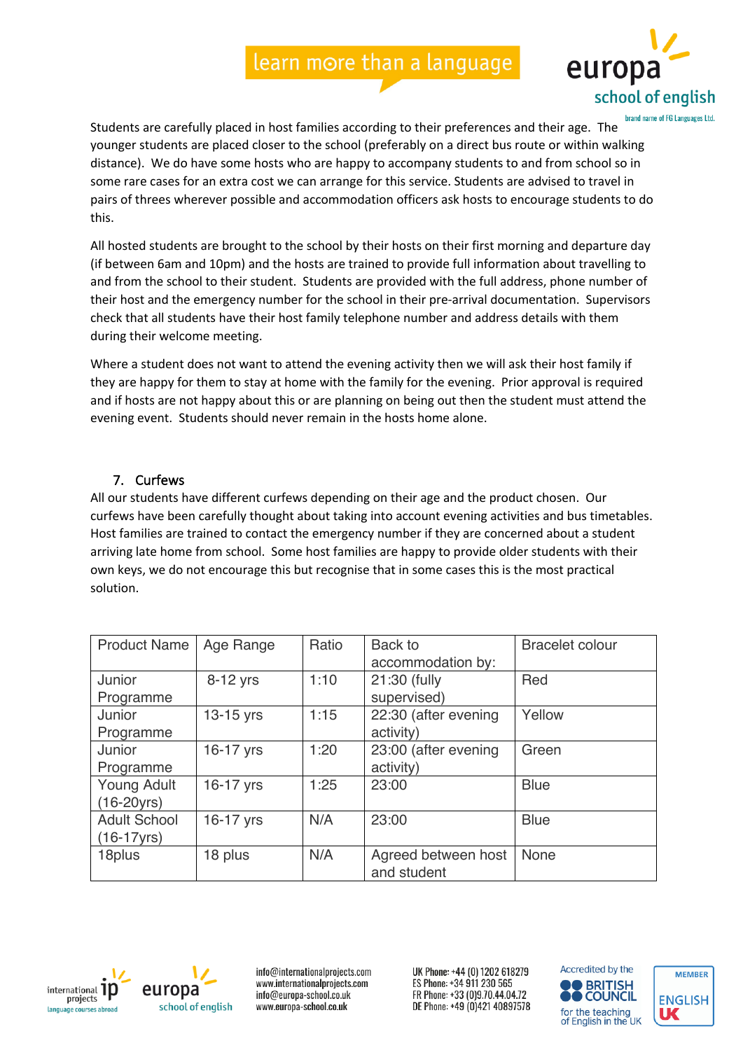Students are carefully placed in host families according to their preferences and their age. The younger students are placed closer to the school (preferably on a direct bus route or within walking distance). We do have some hosts who are happy to accompany students to and from school so in some rare cases for an extra cost we can arrange for this service. Students are advised to travel in pairs of threes wherever possible and accommodation officers ask hosts to encourage students to do this.

All hosted students are brought to the school by their hosts on their first morning and departure day (if between 6am and 10pm) and the hosts are trained to provide full information about travelling to and from the school to their student. Students are provided with the full address, phone number of their host and the emergency number for the school in their pre-arrival documentation. Supervisors check that all students have their host family telephone number and address details with them during their welcome meeting.

Where a student does not want to attend the evening activity then we will ask their host family if they are happy for them to stay at home with the family for the evening. Prior approval is required and if hosts are not happy about this or are planning on being out then the student must attend the evening event. Students should never remain in the hosts home alone.

## 7. Curfews

All our students have different curfews depending on their age and the product chosen. Our curfews have been carefully thought about taking into account evening activities and bus timetables. Host families are trained to contact the emergency number if they are concerned about a student arriving late home from school. Some host families are happy to provide older students with their own keys, we do not encourage this but recognise that in some cases this is the most practical solution.

| Product Name | Age Range | Ratio | Back to accommodation by: | Bracelet colour |
|---|---|---|---|---|
| Junior Programme | 8-12 yrs | 1:10 | 21:30 (fully supervised) | Red |
| Junior Programme | 13-15 yrs | 1:15 | 22:30 (after evening activity) | Yellow |
| Junior Programme | 16-17 yrs | 1:20 | 23:00 (after evening activity) | Green |
| Young Adult (16-20yrs) | 16-17 yrs | 1:25 | 23:00 | Blue |
| Adult School (16-17yrs) | 16-17 yrs | N/A | 23:00 | Blue |
| 18plus | 18 plus | N/A | Agreed between host and student | None |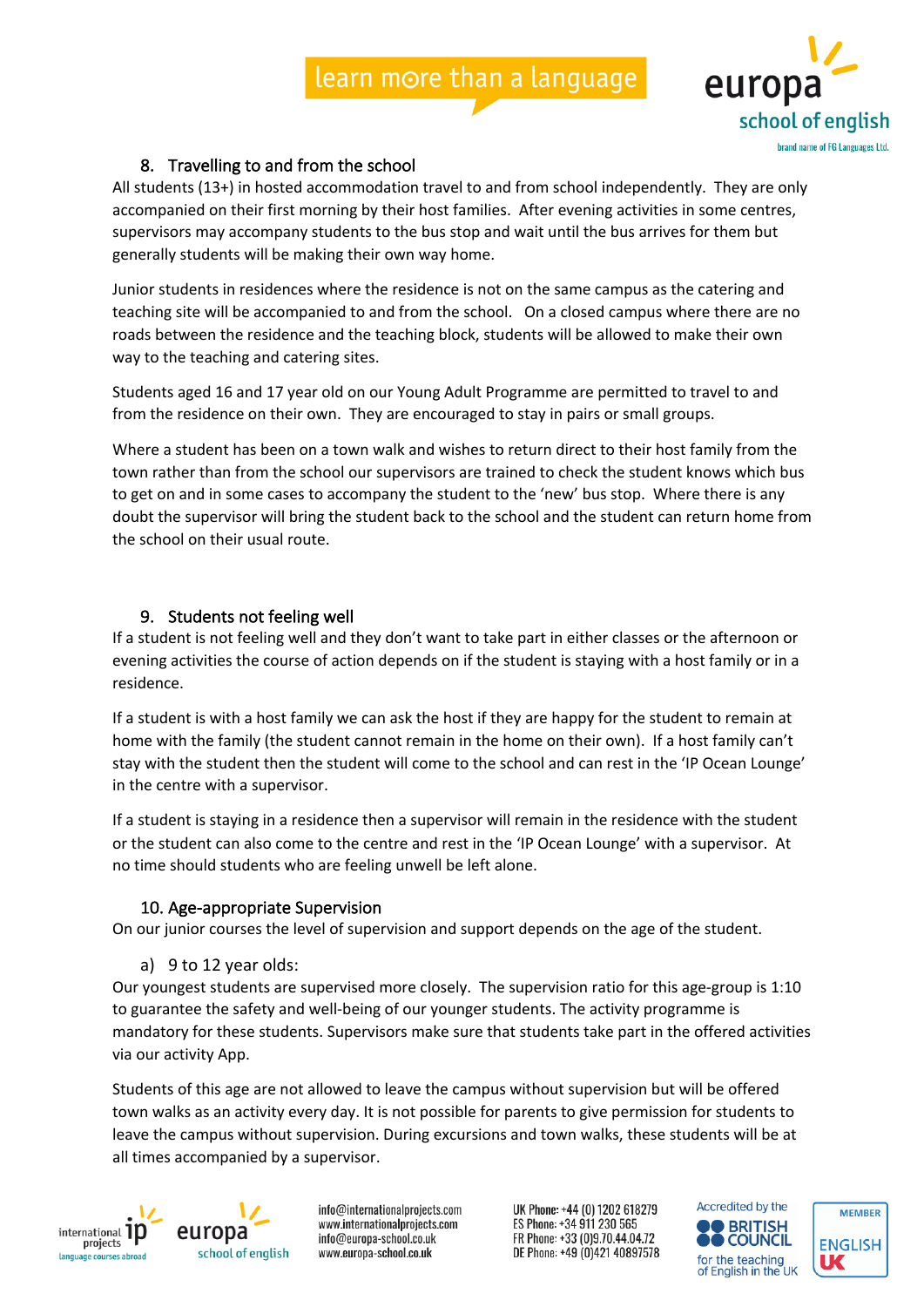## 8. Travelling to and from the school

All students (13+) in hosted accommodation travel to and from school independently. They are only accompanied on their first morning by their host families. After evening activities in some centres, supervisors may accompany students to the bus stop and wait until the bus arrives for them but generally students will be making their own way home.

Junior students in residences where the residence is not on the same campus as the catering and teaching site will be accompanied to and from the school. On a closed campus where there are no roads between the residence and the teaching block, students will be allowed to make their own way to the teaching and catering sites.

Students aged 16 and 17 year old on our Young Adult Programme are permitted to travel to and from the residence on their own. They are encouraged to stay in pairs or small groups.

Where a student has been on a town walk and wishes to return direct to their host family from the town rather than from the school our supervisors are trained to check the student knows which bus to get on and in some cases to accompany the student to the 'new' bus stop. Where there is any doubt the supervisor will bring the student back to the school and the student can return home from the school on their usual route.

## 9. Students not feeling well

If a student is not feeling well and they don't want to take part in either classes or the afternoon or evening activities the course of action depends on if the student is staying with a host family or in a residence.

If a student is with a host family we can ask the host if they are happy for the student to remain at home with the family (the student cannot remain in the home on their own). If a host family can't stay with the student then the student will come to the school and can rest in the 'IP Ocean Lounge' in the centre with a supervisor.

If a student is staying in a residence then a supervisor will remain in the residence with the student or the student can also come to the centre and rest in the 'IP Ocean Lounge' with a supervisor. At no time should students who are feeling unwell be left alone.

## 10. Age-appropriate Supervision

On our junior courses the level of supervision and support depends on the age of the student.

### a) 9 to 12 year olds:

Our youngest students are supervised more closely. The supervision ratio for this age-group is 1:10 to guarantee the safety and well-being of our younger students. The activity programme is mandatory for these students. Supervisors make sure that students take part in the offered activities via our activity App.

Students of this age are not allowed to leave the campus without supervision but will be offered town walks as an activity every day. It is not possible for parents to give permission for students to leave the campus without supervision. During excursions and town walks, these students will be at all times accompanied by a supervisor.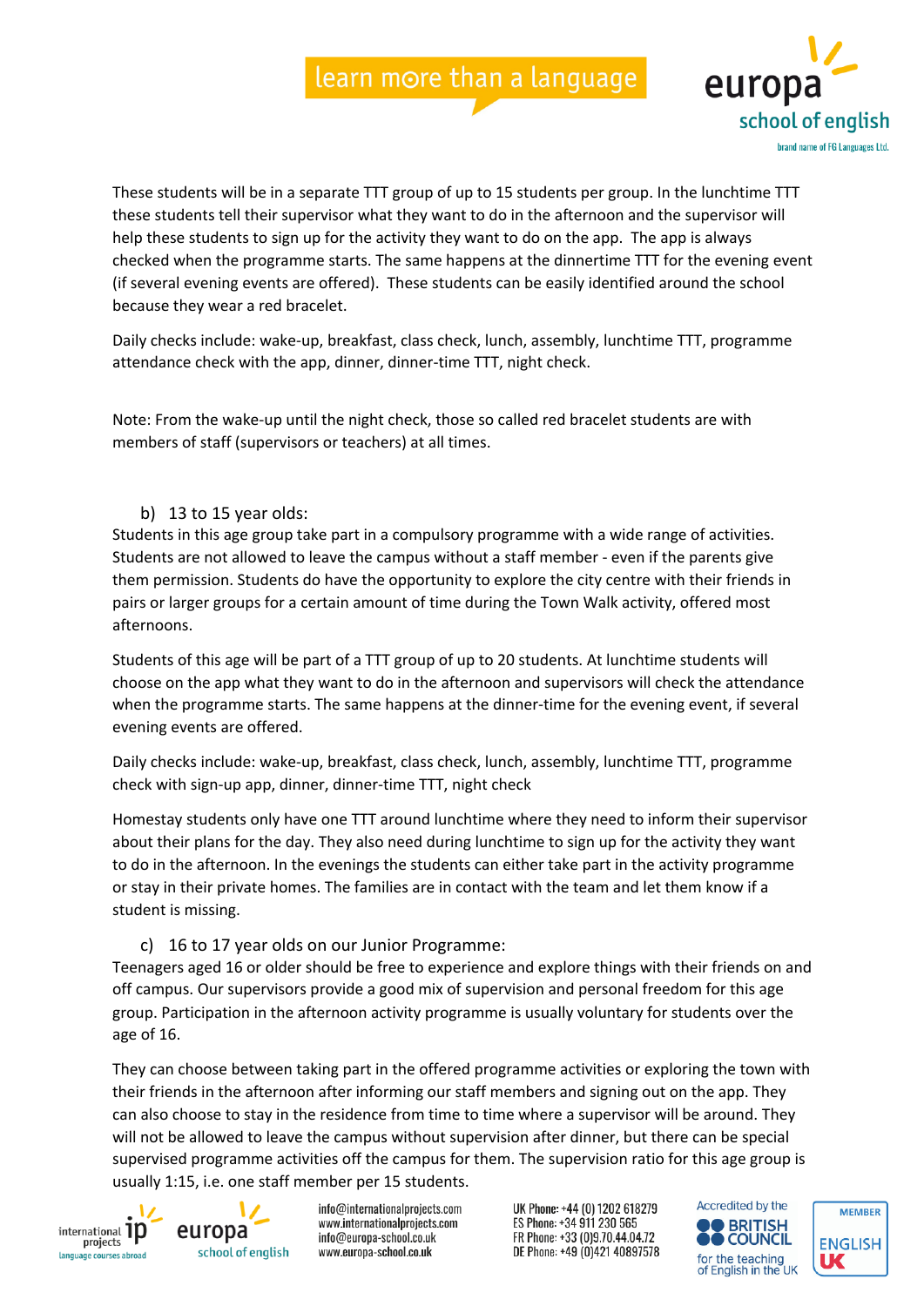These students will be in a separate TTT group of up to 15 students per group. In the lunchtime TTT these students tell their supervisor what they want to do in the afternoon and the supervisor will help these students to sign up for the activity they want to do on the app. The app is always checked when the programme starts. The same happens at the dinnertime TTT for the evening event (if several evening events are offered). These students can be easily identified around the school because they wear a red bracelet.

Daily checks include: wake-up, breakfast, class check, lunch, assembly, lunchtime TTT, programme attendance check with the app, dinner, dinner-time TTT, night check.

Note: From the wake-up until the night check, those so called red bracelet students are with members of staff (supervisors or teachers) at all times.

b) 13 to 15 year olds:

Students in this age group take part in a compulsory programme with a wide range of activities. Students are not allowed to leave the campus without a staff member - even if the parents give them permission. Students do have the opportunity to explore the city centre with their friends in pairs or larger groups for a certain amount of time during the Town Walk activity, offered most afternoons.

Students of this age will be part of a TTT group of up to 20 students. At lunchtime students will choose on the app what they want to do in the afternoon and supervisors will check the attendance when the programme starts. The same happens at the dinner-time for the evening event, if several evening events are offered.

Daily checks include: wake-up, breakfast, class check, lunch, assembly, lunchtime TTT, programme check with sign-up app, dinner, dinner-time TTT, night check

Homestay students only have one TTT around lunchtime where they need to inform their supervisor about their plans for the day. They also need during lunchtime to sign up for the activity they want to do in the afternoon. In the evenings the students can either take part in the activity programme or stay in their private homes. The families are in contact with the team and let them know if a student is missing.

c) 16 to 17 year olds on our Junior Programme:

Teenagers aged 16 or older should be free to experience and explore things with their friends on and off campus. Our supervisors provide a good mix of supervision and personal freedom for this age group. Participation in the afternoon activity programme is usually voluntary for students over the age of 16.

They can choose between taking part in the offered programme activities or exploring the town with their friends in the afternoon after informing our staff members and signing out on the app. They can also choose to stay in the residence from time to time where a supervisor will be around. They will not be allowed to leave the campus without supervision after dinner, but there can be special supervised programme activities off the campus for them. The supervision ratio for this age group is usually 1:15, i.e. one staff member per 15 students.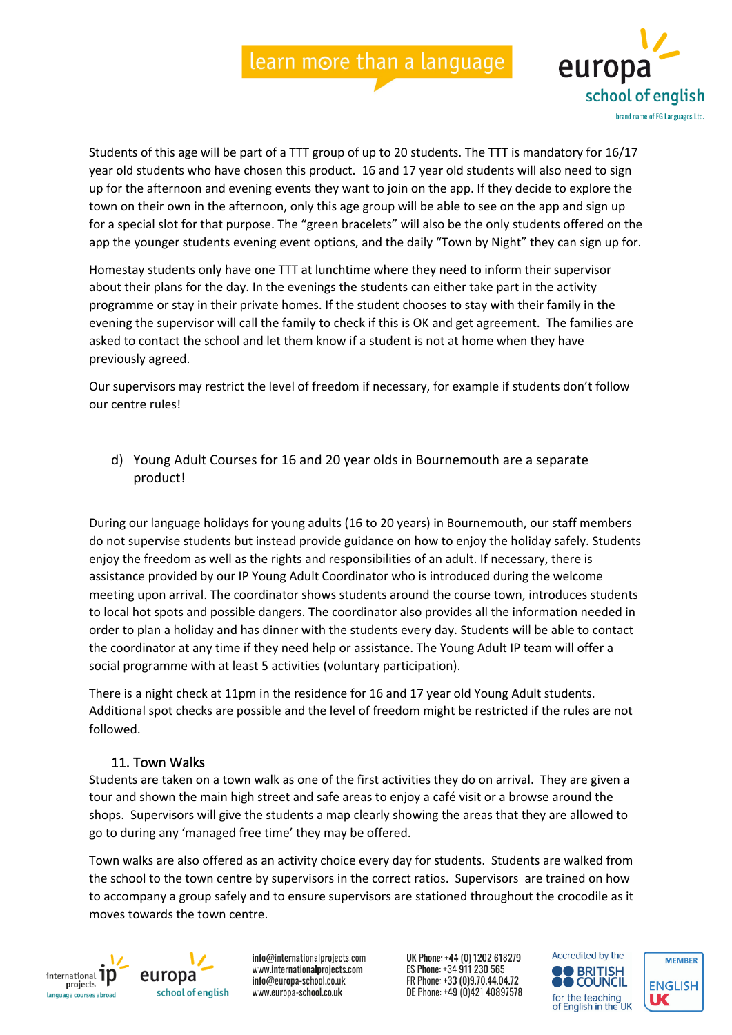Students of this age will be part of a TTT group of up to 20 students. The TTT is mandatory for 16/17 year old students who have chosen this product. 16 and 17 year old students will also need to sign up for the afternoon and evening events they want to join on the app. If they decide to explore the town on their own in the afternoon, only this age group will be able to see on the app and sign up for a special slot for that purpose. The "green bracelets" will also be the only students offered on the app the younger students evening event options, and the daily "Town by Night" they can sign up for.

Homestay students only have one TTT at lunchtime where they need to inform their supervisor about their plans for the day. In the evenings the students can either take part in the activity programme or stay in their private homes. If the student chooses to stay with their family in the evening the supervisor will call the family to check if this is OK and get agreement. The families are asked to contact the school and let them know if a student is not at home when they have previously agreed.

Our supervisors may restrict the level of freedom if necessary, for example if students don't follow our centre rules!

d) Young Adult Courses for 16 and 20 year olds in Bournemouth are a separate product!

During our language holidays for young adults (16 to 20 years) in Bournemouth, our staff members do not supervise students but instead provide guidance on how to enjoy the holiday safely. Students enjoy the freedom as well as the rights and responsibilities of an adult. If necessary, there is assistance provided by our IP Young Adult Coordinator who is introduced during the welcome meeting upon arrival. The coordinator shows students around the course town, introduces students to local hot spots and possible dangers. The coordinator also provides all the information needed in order to plan a holiday and has dinner with the students every day. Students will be able to contact the coordinator at any time if they need help or assistance. The Young Adult IP team will offer a social programme with at least 5 activities (voluntary participation).

There is a night check at 11pm in the residence for 16 and 17 year old Young Adult students. Additional spot checks are possible and the level of freedom might be restricted if the rules are not followed.

## 11. Town Walks

Students are taken on a town walk as one of the first activities they do on arrival. They are given a tour and shown the main high street and safe areas to enjoy a café visit or a browse around the shops. Supervisors will give the students a map clearly showing the areas that they are allowed to go to during any 'managed free time' they may be offered.

Town walks are also offered as an activity choice every day for students. Students are walked from the school to the town centre by supervisors in the correct ratios. Supervisors are trained on how to accompany a group safely and to ensure supervisors are stationed throughout the crocodile as it moves towards the town centre.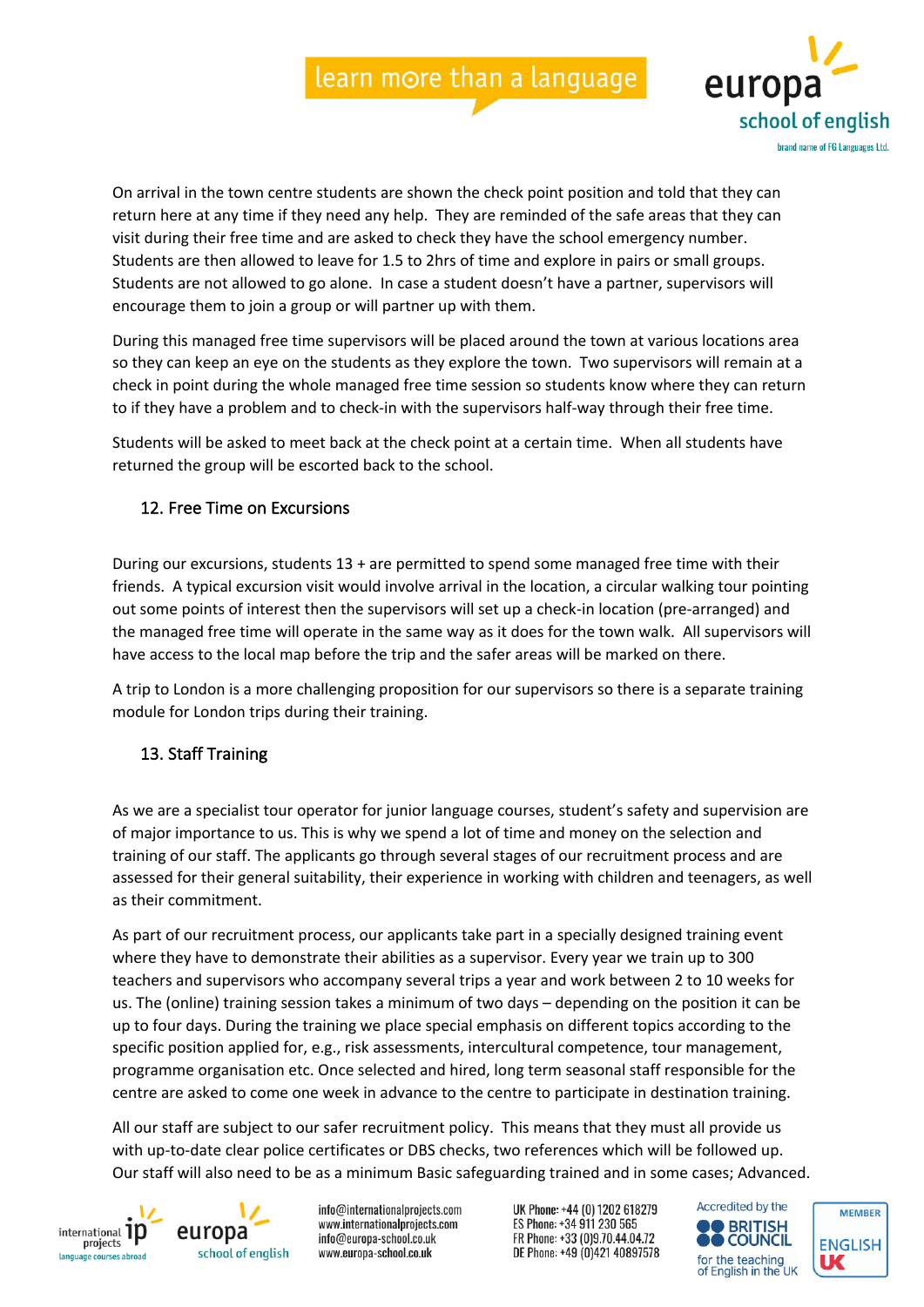On arrival in the town centre students are shown the check point position and told that they can return here at any time if they need any help. They are reminded of the safe areas that they can visit during their free time and are asked to check they have the school emergency number. Students are then allowed to leave for 1.5 to 2hrs of time and explore in pairs or small groups. Students are not allowed to go alone. In case a student doesn't have a partner, supervisors will encourage them to join a group or will partner up with them.

During this managed free time supervisors will be placed around the town at various locations area so they can keep an eye on the students as they explore the town. Two supervisors will remain at a check in point during the whole managed free time session so students know where they can return to if they have a problem and to check-in with the supervisors half-way through their free time.

Students will be asked to meet back at the check point at a certain time. When all students have returned the group will be escorted back to the school.

## 12. Free Time on Excursions

During our excursions, students 13 + are permitted to spend some managed free time with their friends. A typical excursion visit would involve arrival in the location, a circular walking tour pointing out some points of interest then the supervisors will set up a check-in location (pre-arranged) and the managed free time will operate in the same way as it does for the town walk. All supervisors will have access to the local map before the trip and the safer areas will be marked on there.

A trip to London is a more challenging proposition for our supervisors so there is a separate training module for London trips during their training.

## 13. Staff Training

As we are a specialist tour operator for junior language courses, student's safety and supervision are of major importance to us. This is why we spend a lot of time and money on the selection and training of our staff. The applicants go through several stages of our recruitment process and are assessed for their general suitability, their experience in working with children and teenagers, as well as their commitment.

As part of our recruitment process, our applicants take part in a specially designed training event where they have to demonstrate their abilities as a supervisor. Every year we train up to 300 teachers and supervisors who accompany several trips a year and work between 2 to 10 weeks for us. The (online) training session takes a minimum of two days – depending on the position it can be up to four days. During the training we place special emphasis on different topics according to the specific position applied for, e.g., risk assessments, intercultural competence, tour management, programme organisation etc. Once selected and hired, long term seasonal staff responsible for the centre are asked to come one week in advance to the centre to participate in destination training.

All our staff are subject to our safer recruitment policy. This means that they must all provide us with up-to-date clear police certificates or DBS checks, two references which will be followed up. Our staff will also need to be as a minimum Basic safeguarding trained and in some cases; Advanced.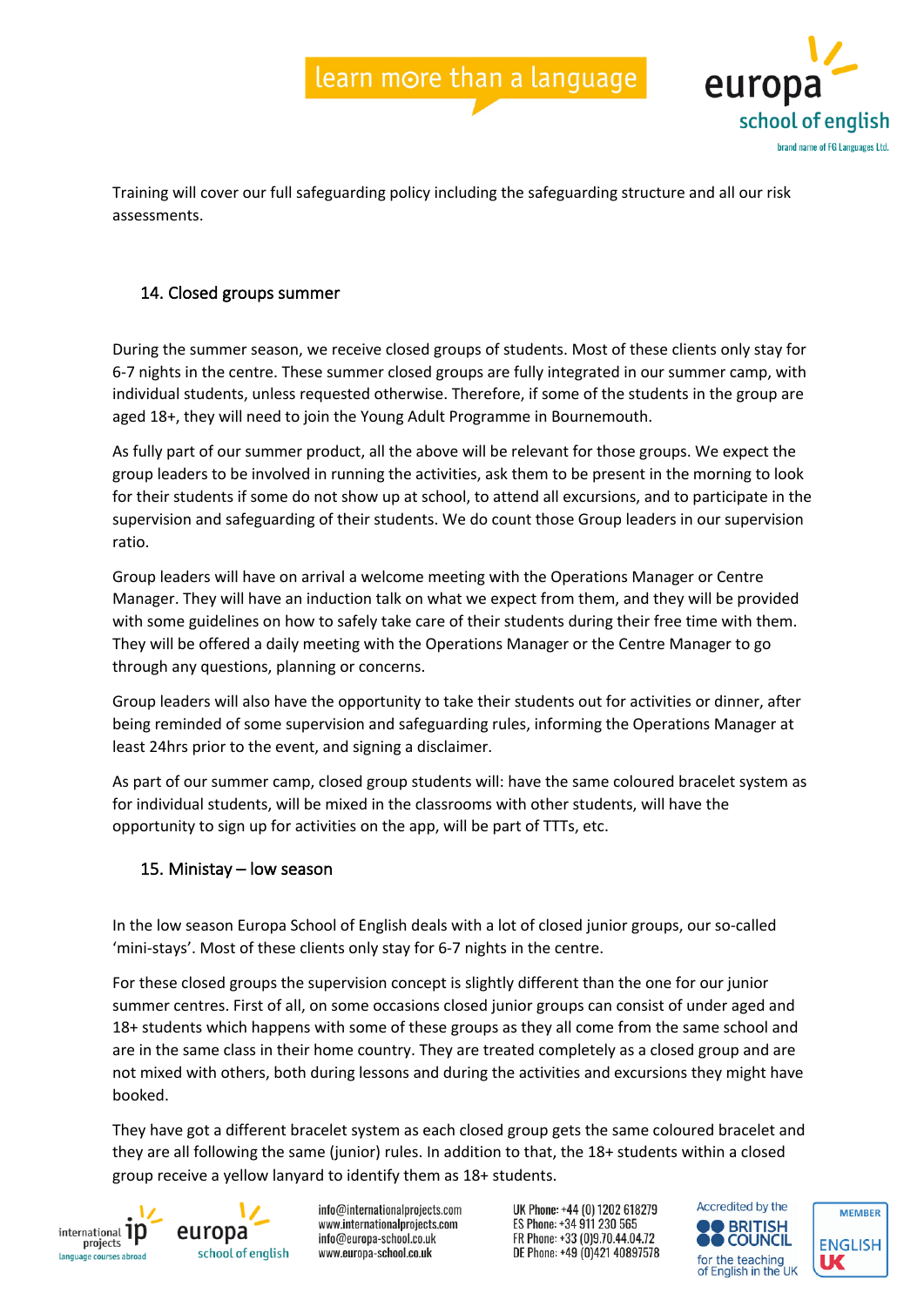Training will cover our full safeguarding policy including the safeguarding structure and all our risk assessments.

## 14. Closed groups summer

During the summer season, we receive closed groups of students. Most of these clients only stay for 6-7 nights in the centre. These summer closed groups are fully integrated in our summer camp, with individual students, unless requested otherwise. Therefore, if some of the students in the group are aged 18+, they will need to join the Young Adult Programme in Bournemouth.

As fully part of our summer product, all the above will be relevant for those groups. We expect the group leaders to be involved in running the activities, ask them to be present in the morning to look for their students if some do not show up at school, to attend all excursions, and to participate in the supervision and safeguarding of their students. We do count those Group leaders in our supervision ratio.

Group leaders will have on arrival a welcome meeting with the Operations Manager or Centre Manager. They will have an induction talk on what we expect from them, and they will be provided with some guidelines on how to safely take care of their students during their free time with them. They will be offered a daily meeting with the Operations Manager or the Centre Manager to go through any questions, planning or concerns.

Group leaders will also have the opportunity to take their students out for activities or dinner, after being reminded of some supervision and safeguarding rules, informing the Operations Manager at least 24hrs prior to the event, and signing a disclaimer.

As part of our summer camp, closed group students will: have the same coloured bracelet system as for individual students, will be mixed in the classrooms with other students, will have the opportunity to sign up for activities on the app, will be part of TTTs, etc.

## 15. Ministay – low season

In the low season Europa School of English deals with a lot of closed junior groups, our so-called 'mini-stays'. Most of these clients only stay for 6-7 nights in the centre.

For these closed groups the supervision concept is slightly different than the one for our junior summer centres. First of all, on some occasions closed junior groups can consist of under aged and 18+ students which happens with some of these groups as they all come from the same school and are in the same class in their home country. They are treated completely as a closed group and are not mixed with others, both during lessons and during the activities and excursions they might have booked.

They have got a different bracelet system as each closed group gets the same coloured bracelet and they are all following the same (junior) rules. In addition to that, the 18+ students within a closed group receive a yellow lanyard to identify them as 18+ students.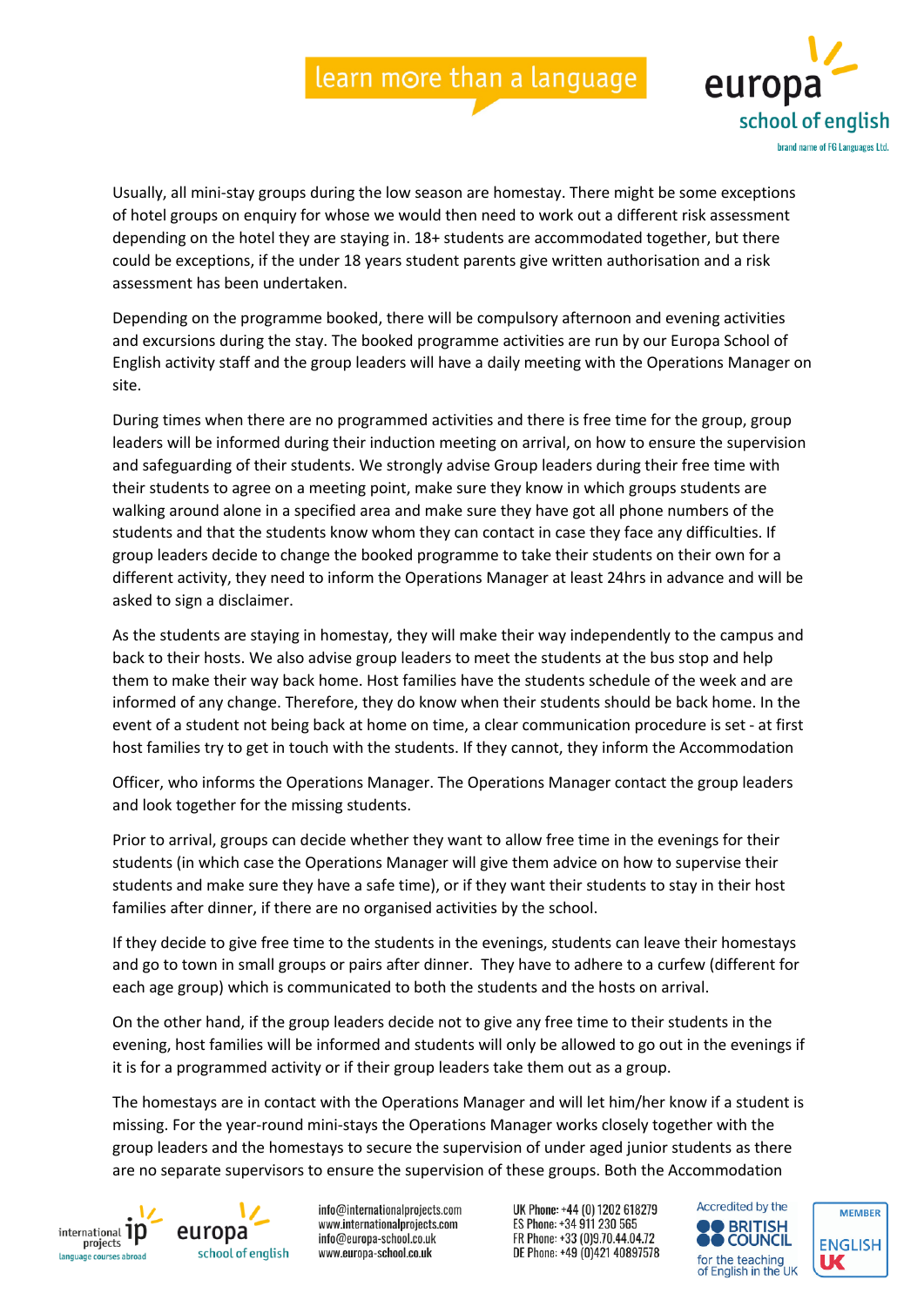Usually, all mini-stay groups during the low season are homestay. There might be some exceptions of hotel groups on enquiry for whose we would then need to work out a different risk assessment depending on the hotel they are staying in. 18+ students are accommodated together, but there could be exceptions, if the under 18 years student parents give written authorisation and a risk assessment has been undertaken.

Depending on the programme booked, there will be compulsory afternoon and evening activities and excursions during the stay. The booked programme activities are run by our Europa School of English activity staff and the group leaders will have a daily meeting with the Operations Manager on site.

During times when there are no programmed activities and there is free time for the group, group leaders will be informed during their induction meeting on arrival, on how to ensure the supervision and safeguarding of their students. We strongly advise Group leaders during their free time with their students to agree on a meeting point, make sure they know in which groups students are walking around alone in a specified area and make sure they have got all phone numbers of the students and that the students know whom they can contact in case they face any difficulties. If group leaders decide to change the booked programme to take their students on their own for a different activity, they need to inform the Operations Manager at least 24hrs in advance and will be asked to sign a disclaimer.

As the students are staying in homestay, they will make their way independently to the campus and back to their hosts. We also advise group leaders to meet the students at the bus stop and help them to make their way back home. Host families have the students schedule of the week and are informed of any change. Therefore, they do know when their students should be back home. In the event of a student not being back at home on time, a clear communication procedure is set - at first host families try to get in touch with the students. If they cannot, they inform the Accommodation Officer, who informs the Operations Manager. The Operations Manager contact the group leaders and look together for the missing students.

Prior to arrival, groups can decide whether they want to allow free time in the evenings for their students (in which case the Operations Manager will give them advice on how to supervise their students and make sure they have a safe time), or if they want their students to stay in their host families after dinner, if there are no organised activities by the school.

If they decide to give free time to the students in the evenings, students can leave their homestays and go to town in small groups or pairs after dinner. They have to adhere to a curfew (different for each age group) which is communicated to both the students and the hosts on arrival.

On the other hand, if the group leaders decide not to give any free time to their students in the evening, host families will be informed and students will only be allowed to go out in the evenings if it is for a programmed activity or if their group leaders take them out as a group.

The homestays are in contact with the Operations Manager and will let him/her know if a student is missing. For the year-round mini-stays the Operations Manager works closely together with the group leaders and the homestays to secure the supervision of under aged junior students as there are no separate supervisors to ensure the supervision of these groups. Both the Accommodation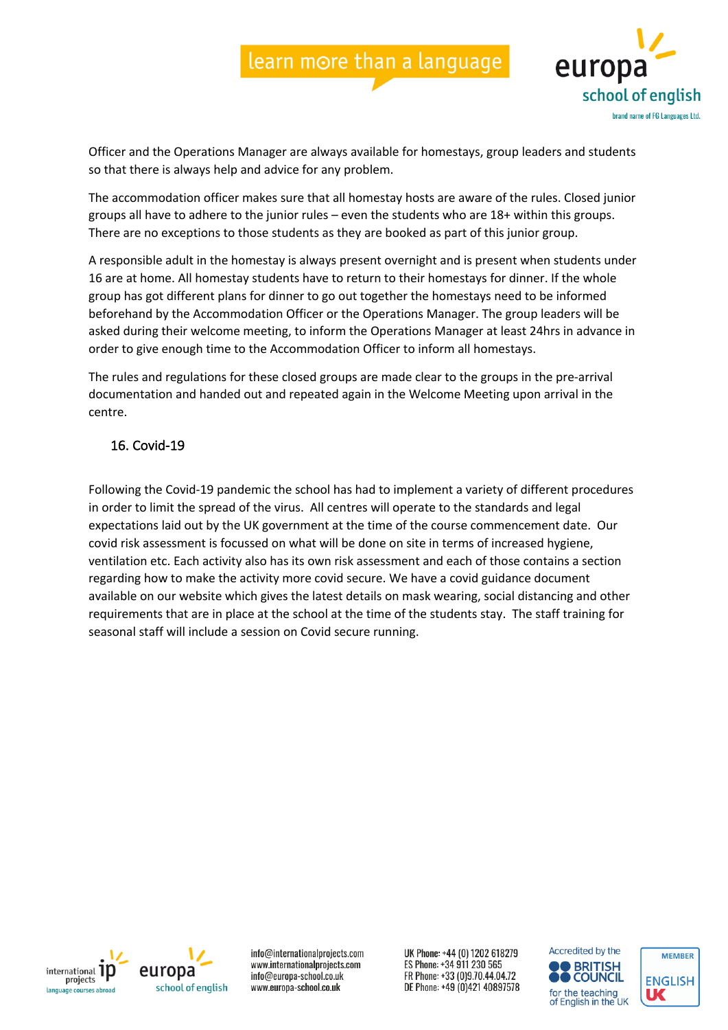Officer and the Operations Manager are always available for homestays, group leaders and students so that there is always help and advice for any problem.

The accommodation officer makes sure that all homestay hosts are aware of the rules. Closed junior groups all have to adhere to the junior rules – even the students who are 18+ within this groups. There are no exceptions to those students as they are booked as part of this junior group.

A responsible adult in the homestay is always present overnight and is present when students under 16 are at home. All homestay students have to return to their homestays for dinner. If the whole group has got different plans for dinner to go out together the homestays need to be informed beforehand by the Accommodation Officer or the Operations Manager. The group leaders will be asked during their welcome meeting, to inform the Operations Manager at least 24hrs in advance in order to give enough time to the Accommodation Officer to inform all homestays.

The rules and regulations for these closed groups are made clear to the groups in the pre-arrival documentation and handed out and repeated again in the Welcome Meeting upon arrival in the centre.

## 16. Covid-19

Following the Covid-19 pandemic the school has had to implement a variety of different procedures in order to limit the spread of the virus. All centres will operate to the standards and legal expectations laid out by the UK government at the time of the course commencement date. Our covid risk assessment is focussed on what will be done on site in terms of increased hygiene, ventilation etc. Each activity also has its own risk assessment and each of those contains a section regarding how to make the activity more covid secure. We have a covid guidance document available on our website which gives the latest details on mask wearing, social distancing and other requirements that are in place at the school at the time of the students stay. The staff training for seasonal staff will include a session on Covid secure running.